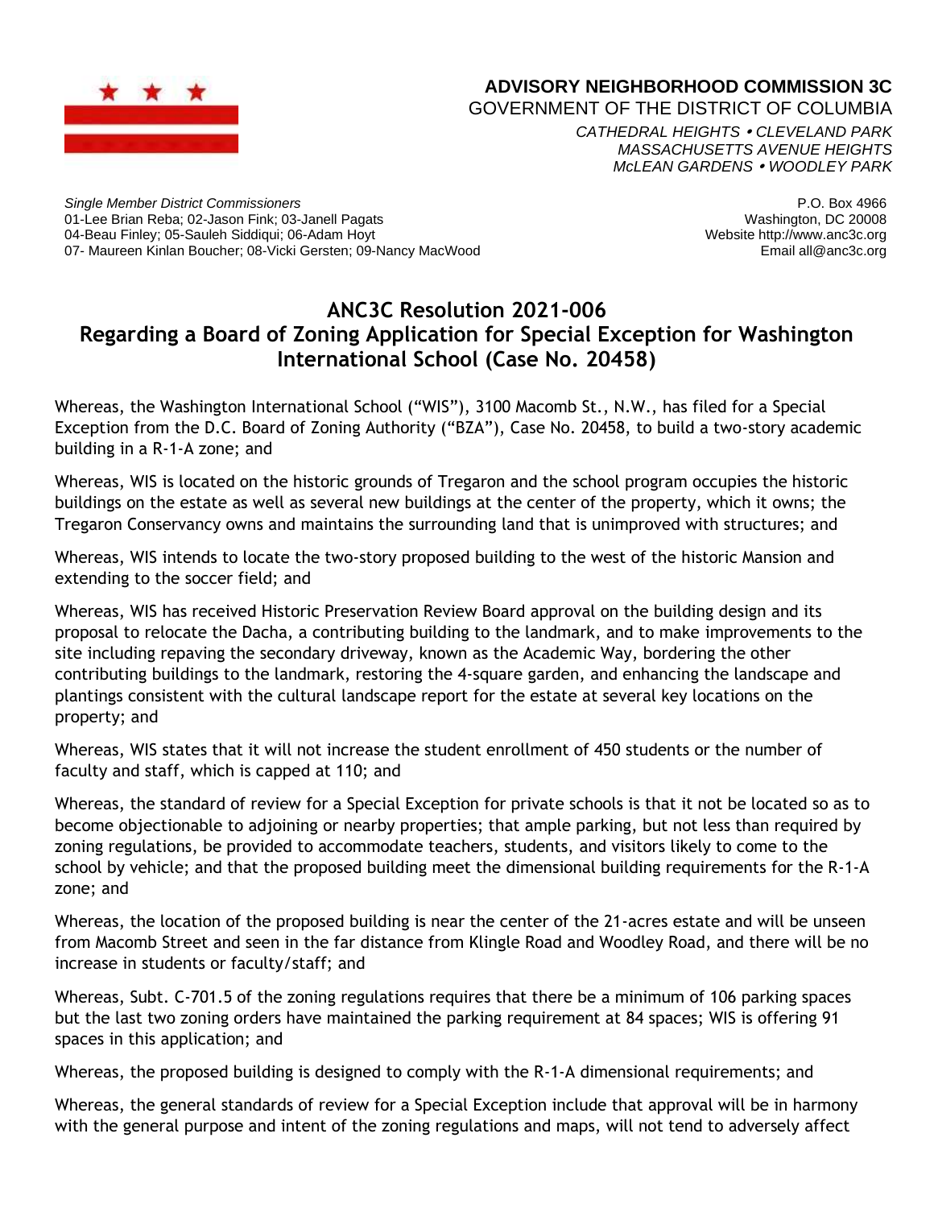**ADVISORY NEIGHBORHOOD COMMISSION 3C**
GOVERNMENT OF THE DISTRICT OF COLUMBIA
*CATHEDRAL HEIGHTS • CLEVELAND PARK*
*MASSACHUSETTS AVENUE HEIGHTS*
*McLEAN GARDENS • WOODLEY PARK*

*Single Member District Commissioners*
01-Lee Brian Reba; 02-Jason Fink; 03-Janell Pagats
04-Beau Finley; 05-Sauleh Siddiqui; 06-Adam Hoyt
07- Maureen Kinlan Boucher; 08-Vicki Gersten; 09-Nancy MacWood

P.O. Box 4966
Washington, DC 20008
Website http://www.anc3c.org
Email all@anc3c.org

# ANC3C Resolution 2021-006
## Regarding a Board of Zoning Application for Special Exception for Washington International School (Case No. 20458)

Whereas, the Washington International School ("WIS"), 3100 Macomb St., N.W., has filed for a Special Exception from the D.C. Board of Zoning Authority ("BZA"), Case No. 20458, to build a two-story academic building in a R-1-A zone; and

Whereas, WIS is located on the historic grounds of Tregaron and the school program occupies the historic buildings on the estate as well as several new buildings at the center of the property, which it owns; the Tregaron Conservancy owns and maintains the surrounding land that is unimproved with structures; and

Whereas, WIS intends to locate the two-story proposed building to the west of the historic Mansion and extending to the soccer field; and

Whereas, WIS has received Historic Preservation Review Board approval on the building design and its proposal to relocate the Dacha, a contributing building to the landmark, and to make improvements to the site including repaving the secondary driveway, known as the Academic Way, bordering the other contributing buildings to the landmark, restoring the 4-square garden, and enhancing the landscape and plantings consistent with the cultural landscape report for the estate at several key locations on the property; and

Whereas, WIS states that it will not increase the student enrollment of 450 students or the number of faculty and staff, which is capped at 110; and

Whereas, the standard of review for a Special Exception for private schools is that it not be located so as to become objectionable to adjoining or nearby properties; that ample parking, but not less than required by zoning regulations, be provided to accommodate teachers, students, and visitors likely to come to the school by vehicle; and that the proposed building meet the dimensional building requirements for the R-1-A zone; and

Whereas, the location of the proposed building is near the center of the 21-acres estate and will be unseen from Macomb Street and seen in the far distance from Klingle Road and Woodley Road, and there will be no increase in students or faculty/staff; and

Whereas, Subt. C-701.5 of the zoning regulations requires that there be a minimum of 106 parking spaces but the last two zoning orders have maintained the parking requirement at 84 spaces; WIS is offering 91 spaces in this application; and

Whereas, the proposed building is designed to comply with the R-1-A dimensional requirements; and

Whereas, the general standards of review for a Special Exception include that approval will be in harmony with the general purpose and intent of the zoning regulations and maps, will not tend to adversely affect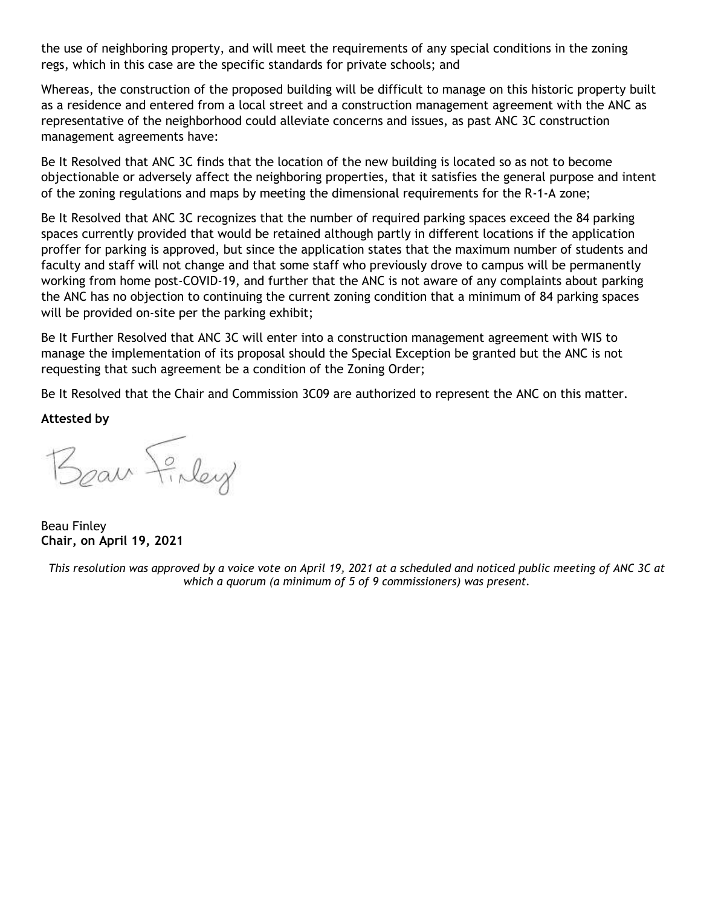the use of neighboring property, and will meet the requirements of any special conditions in the zoning regs, which in this case are the specific standards for private schools; and

Whereas, the construction of the proposed building will be difficult to manage on this historic property built as a residence and entered from a local street and a construction management agreement with the ANC as representative of the neighborhood could alleviate concerns and issues, as past ANC 3C construction management agreements have:

Be It Resolved that ANC 3C finds that the location of the new building is located so as not to become objectionable or adversely affect the neighboring properties, that it satisfies the general purpose and intent of the zoning regulations and maps by meeting the dimensional requirements for the R-1-A zone;

Be It Resolved that ANC 3C recognizes that the number of required parking spaces exceed the 84 parking spaces currently provided that would be retained although partly in different locations if the application proffer for parking is approved, but since the application states that the maximum number of students and faculty and staff will not change and that some staff who previously drove to campus will be permanently working from home post-COVID-19, and further that the ANC is not aware of any complaints about parking the ANC has no objection to continuing the current zoning condition that a minimum of 84 parking spaces will be provided on-site per the parking exhibit;

Be It Further Resolved that ANC 3C will enter into a construction management agreement with WIS to manage the implementation of its proposal should the Special Exception be granted but the ANC is not requesting that such agreement be a condition of the Zoning Order;

Be It Resolved that the Chair and Commission 3C09 are authorized to represent the ANC on this matter.

**Attested by**

Beau Finley

Beau Finley
**Chair, on April 19, 2021**

*This resolution was approved by a voice vote on April 19, 2021 at a scheduled and noticed public meeting of ANC 3C at which a quorum (a minimum of 5 of 9 commissioners) was present.*